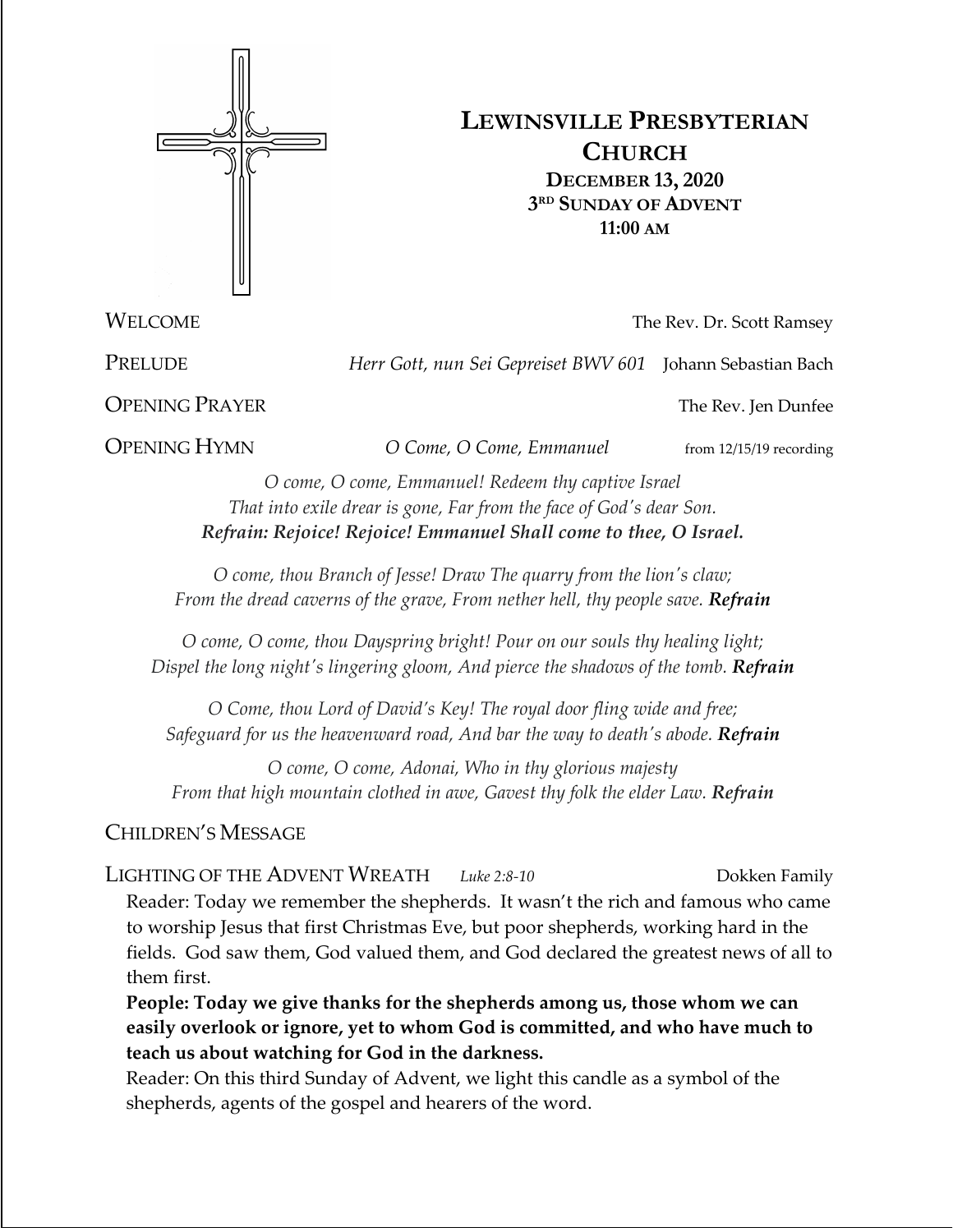# LEWINSVILLE PRESBYTERIAN CHURCH

**DECEMBER 13, 2020**
**3RD SUNDAY OF ADVENT**
**11:00 AM**

WELCOME — The Rev. Dr. Scott Ramsey

PRELUDE — *Herr Gott, nun Sei Gepreiset BWV 601* — Johann Sebastian Bach

OPENING PRAYER — The Rev. Jen Dunfee

OPENING HYMN — *O Come, O Come, Emmanuel* — from 12/15/19 recording

*O come, O come, Emmanuel! Redeem thy captive Israel*
*That into exile drear is gone, Far from the face of God's dear Son.*
***Refrain: Rejoice! Rejoice! Emmanuel Shall come to thee, O Israel.***

*O come, thou Branch of Jesse! Draw The quarry from the lion's claw;*
*From the dread caverns of the grave, From nether hell, thy people save.* ***Refrain***

*O come, O come, thou Dayspring bright! Pour on our souls thy healing light;*
*Dispel the long night's lingering gloom, And pierce the shadows of the tomb.* ***Refrain***

*O Come, thou Lord of David's Key! The royal door fling wide and free;*
*Safeguard for us the heavenward road, And bar the way to death's abode.* ***Refrain***

*O come, O come, Adonai, Who in thy glorious majesty*
*From that high mountain clothed in awe, Gavest thy folk the elder Law.* ***Refrain***

CHILDREN'S MESSAGE

LIGHTING OF THE ADVENT WREATH — *Luke 2:8-10* — Dokken Family

Reader: Today we remember the shepherds. It wasn't the rich and famous who came to worship Jesus that first Christmas Eve, but poor shepherds, working hard in the fields. God saw them, God valued them, and God declared the greatest news of all to them first.

**People: Today we give thanks for the shepherds among us, those whom we can easily overlook or ignore, yet to whom God is committed, and who have much to teach us about watching for God in the darkness.**

Reader: On this third Sunday of Advent, we light this candle as a symbol of the shepherds, agents of the gospel and hearers of the word.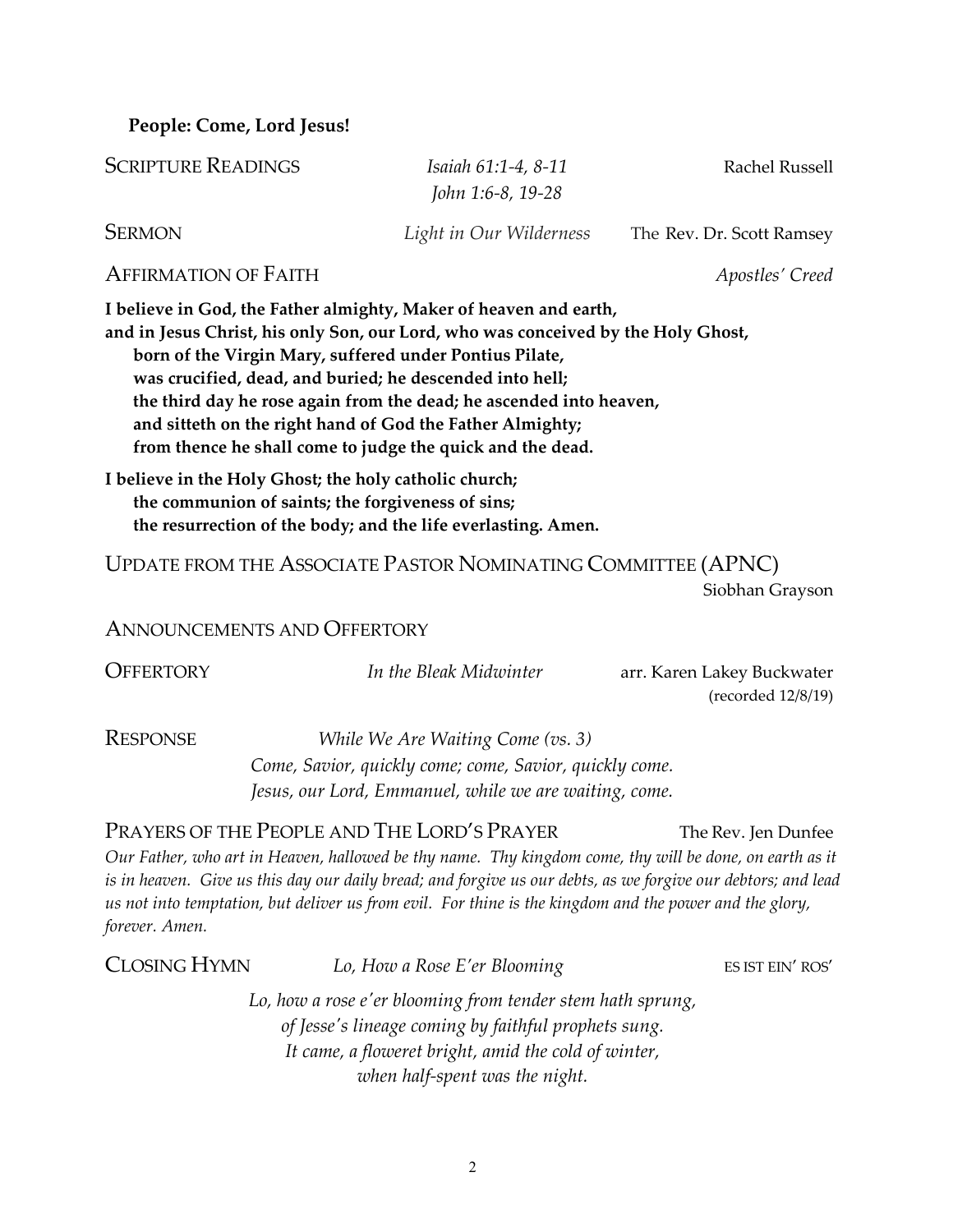**People: Come, Lord Jesus!**

SCRIPTURE READINGS — *Isaiah 61:1-4, 8-11* / *John 1:6-8, 19-28* — Rachel Russell

SERMON — *Light in Our Wilderness* — The Rev. Dr. Scott Ramsey

AFFIRMATION OF FAITH — *Apostles' Creed*

**I believe in God, the Father almighty, Maker of heaven and earth,**
**and in Jesus Christ, his only Son, our Lord, who was conceived by the Holy Ghost,**
**born of the Virgin Mary, suffered under Pontius Pilate,**
**was crucified, dead, and buried; he descended into hell;**
**the third day he rose again from the dead; he ascended into heaven,**
**and sitteth on the right hand of God the Father Almighty;**
**from thence he shall come to judge the quick and the dead.**

**I believe in the Holy Ghost; the holy catholic church;**
**the communion of saints; the forgiveness of sins;**
**the resurrection of the body; and the life everlasting. Amen.**

UPDATE FROM THE ASSOCIATE PASTOR NOMINATING COMMITTEE (APNC) — Siobhan Grayson

ANNOUNCEMENTS AND OFFERTORY

OFFERTORY — *In the Bleak Midwinter* — arr. Karen Lakey Buckwater (recorded 12/8/19)

RESPONSE — *While We Are Waiting Come (vs. 3)*

*Come, Savior, quickly come; come, Savior, quickly come.*
*Jesus, our Lord, Emmanuel, while we are waiting, come.*

PRAYERS OF THE PEOPLE AND THE LORD'S PRAYER — The Rev. Jen Dunfee

*Our Father, who art in Heaven, hallowed be thy name. Thy kingdom come, thy will be done, on earth as it is in heaven. Give us this day our daily bread; and forgive us our debts, as we forgive our debtors; and lead us not into temptation, but deliver us from evil. For thine is the kingdom and the power and the glory, forever. Amen.*

CLOSING HYMN — *Lo, How a Rose E'er Blooming* — ES IST EIN' ROS'

*Lo, how a rose e'er blooming from tender stem hath sprung,*
*of Jesse's lineage coming by faithful prophets sung.*
*It came, a floweret bright, amid the cold of winter,*
*when half-spent was the night.*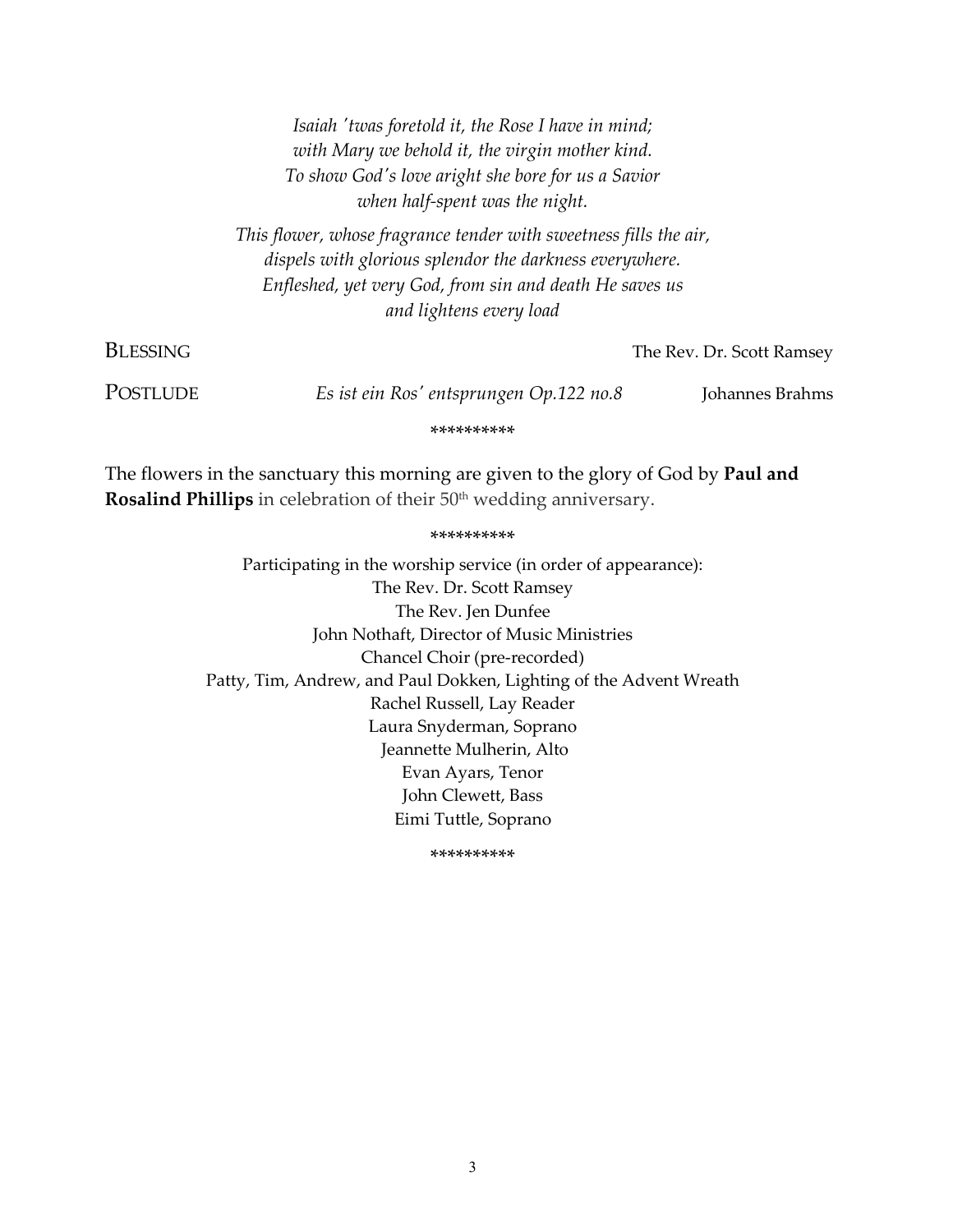*Isaiah 'twas foretold it, the Rose I have in mind;*
*with Mary we behold it, the virgin mother kind.*
*To show God's love aright she bore for us a Savior*
*when half-spent was the night.*

*This flower, whose fragrance tender with sweetness fills the air,*
*dispels with glorious splendor the darkness everywhere.*
*Enfleshed, yet very God, from sin and death He saves us*
*and lightens every load*

BLESSING — The Rev. Dr. Scott Ramsey

POSTLUDE — *Es ist ein Ros' entsprungen Op.122 no.8* — Johannes Brahms

*********

The flowers in the sanctuary this morning are given to the glory of God by **Paul and Rosalind Phillips** in celebration of their 50th wedding anniversary.

*********

Participating in the worship service (in order of appearance):
The Rev. Dr. Scott Ramsey
The Rev. Jen Dunfee
John Nothaft, Director of Music Ministries
Chancel Choir (pre-recorded)
Patty, Tim, Andrew, and Paul Dokken, Lighting of the Advent Wreath
Rachel Russell, Lay Reader
Laura Snyderman, Soprano
Jeannette Mulherin, Alto
Evan Ayars, Tenor
John Clewett, Bass
Eimi Tuttle, Soprano

*********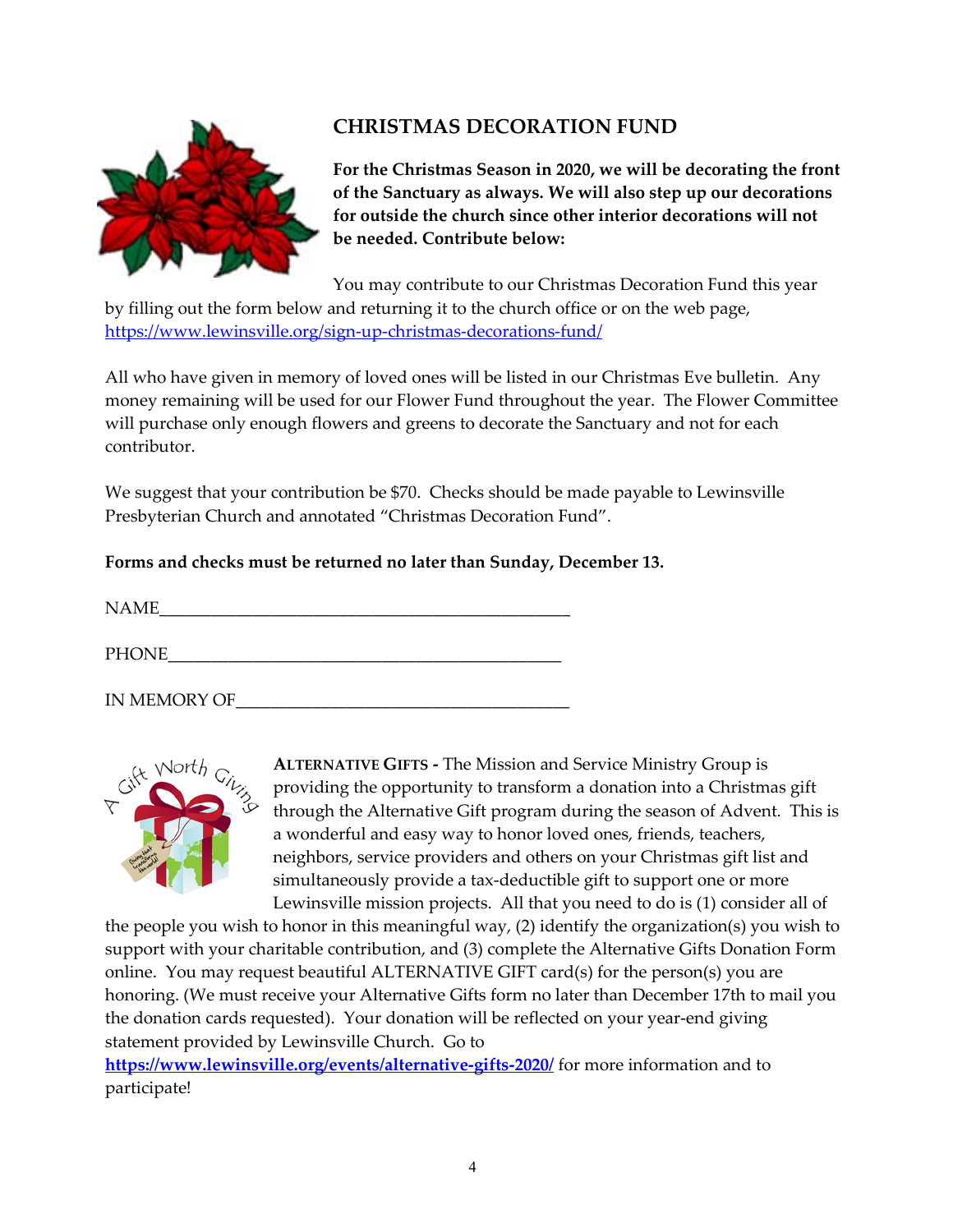## CHRISTMAS DECORATION FUND

**For the Christmas Season in 2020, we will be decorating the front of the Sanctuary as always. We will also step up our decorations for outside the church since other interior decorations will not be needed. Contribute below:**

You may contribute to our Christmas Decoration Fund this year by filling out the form below and returning it to the church office or on the web page, https://www.lewinsville.org/sign-up-christmas-decorations-fund/

All who have given in memory of loved ones will be listed in our Christmas Eve bulletin. Any money remaining will be used for our Flower Fund throughout the year. The Flower Committee will purchase only enough flowers and greens to decorate the Sanctuary and not for each contributor.

We suggest that your contribution be $70. Checks should be made payable to Lewinsville Presbyterian Church and annotated "Christmas Decoration Fund".

**Forms and checks must be returned no later than Sunday, December 13.**

NAME_______________________________________________

PHONE_____________________________________________

IN MEMORY OF____________________________________

**ALTERNATIVE GIFTS -** The Mission and Service Ministry Group is providing the opportunity to transform a donation into a Christmas gift through the Alternative Gift program during the season of Advent. This is a wonderful and easy way to honor loved ones, friends, teachers, neighbors, service providers and others on your Christmas gift list and simultaneously provide a tax-deductible gift to support one or more Lewinsville mission projects. All that you need to do is (1) consider all of the people you wish to honor in this meaningful way, (2) identify the organization(s) you wish to support with your charitable contribution, and (3) complete the Alternative Gifts Donation Form online. You may request beautiful ALTERNATIVE GIFT card(s) for the person(s) you are honoring. (We must receive your Alternative Gifts form no later than December 17th to mail you the donation cards requested). Your donation will be reflected on your year-end giving statement provided by Lewinsville Church. Go to **https://www.lewinsville.org/events/alternative-gifts-2020/** for more information and to participate!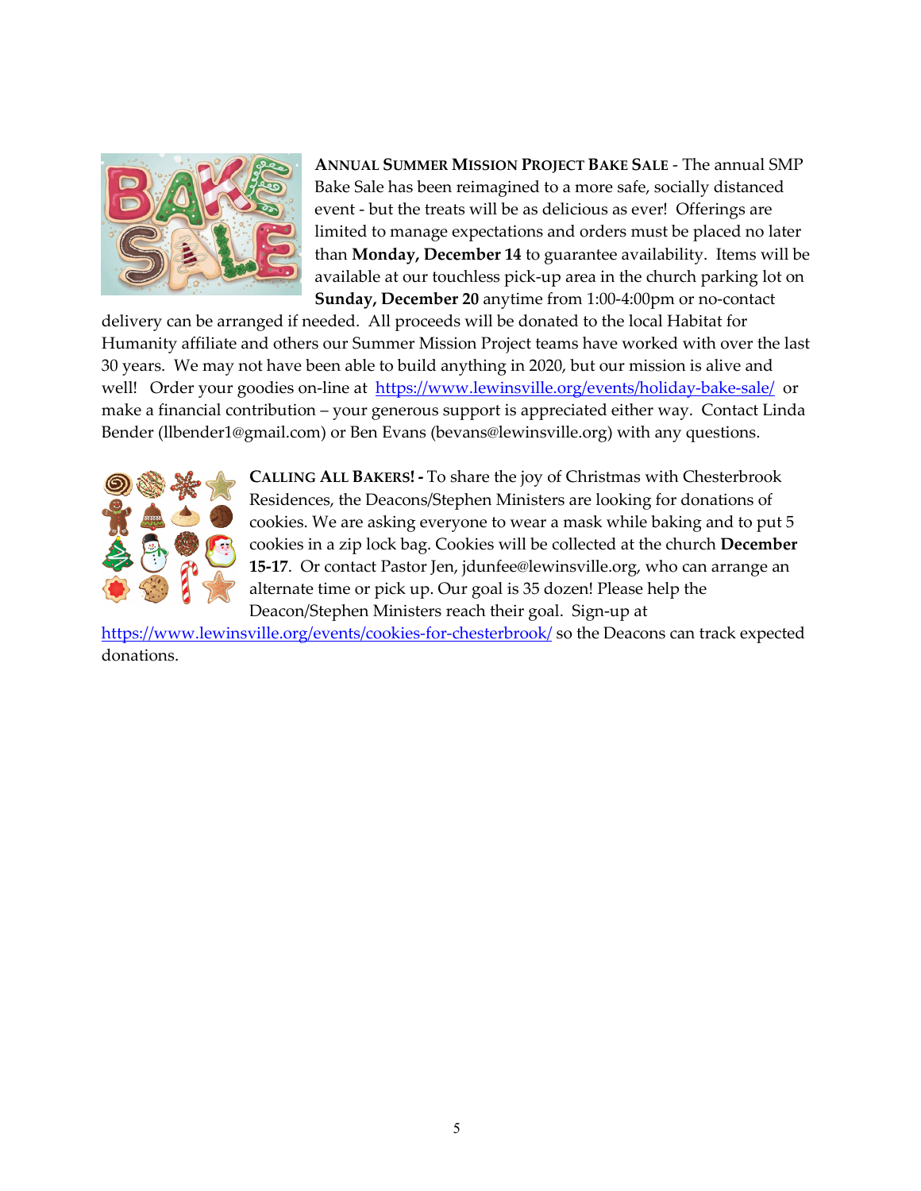**Annual Summer Mission Project Bake Sale** - The annual SMP Bake Sale has been reimagined to a more safe, socially distanced event - but the treats will be as delicious as ever! Offerings are limited to manage expectations and orders must be placed no later than **Monday, December 14** to guarantee availability. Items will be available at our touchless pick-up area in the church parking lot on **Sunday, December 20** anytime from 1:00-4:00pm or no-contact delivery can be arranged if needed. All proceeds will be donated to the local Habitat for Humanity affiliate and others our Summer Mission Project teams have worked with over the last 30 years. We may not have been able to build anything in 2020, but our mission is alive and well! Order your goodies on-line at https://www.lewinsville.org/events/holiday-bake-sale/ or make a financial contribution – your generous support is appreciated either way. Contact Linda Bender (llbender1@gmail.com) or Ben Evans (bevans@lewinsville.org) with any questions.

**Calling All Bakers! -** To share the joy of Christmas with Chesterbrook Residences, the Deacons/Stephen Ministers are looking for donations of cookies. We are asking everyone to wear a mask while baking and to put 5 cookies in a zip lock bag. Cookies will be collected at the church **December 15-17**. Or contact Pastor Jen, jdunfee@lewinsville.org, who can arrange an alternate time or pick up. Our goal is 35 dozen! Please help the Deacon/Stephen Ministers reach their goal. Sign-up at https://www.lewinsville.org/events/cookies-for-chesterbrook/ so the Deacons can track expected donations.